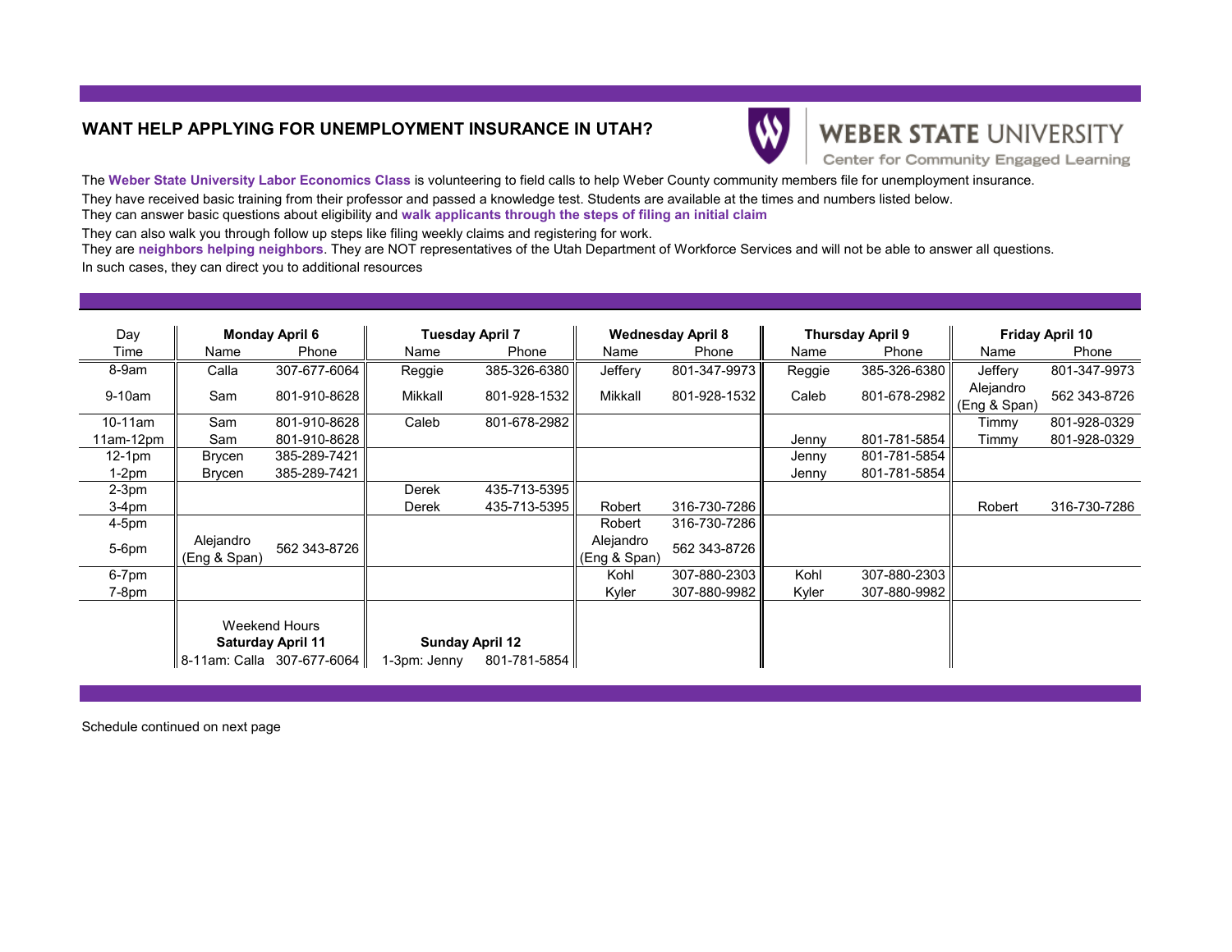## WANT HELP APPLYING FOR UNEMPLOYMENT INSURANCE IN UTAH?

WEBER STATE UNIVERSITY
Center for Community Engaged Learning

The **Weber State University Labor Economics Class** is volunteering to field calls to help Weber County community members file for unemployment insurance.
They have received basic training from their professor and passed a knowledge test. Students are available at the times and numbers listed below.
They can answer basic questions about eligibility and **walk applicants through the steps of filing an initial claim**
They can also walk you through follow up steps like filing weekly claims and registering for work.
They are **neighbors helping neighbors**. They are NOT representatives of the Utah Department of Workforce Services and will not be able to answer all questions.
In such cases, they can direct you to additional resources

| Day | **Monday April 6** | | **Tuesday April 7** | | **Wednesday April 8** | | **Thursday April 9** | | **Friday April 10** | |
|---|---|---|---|---|---|---|---|---|---|---|
| Time | Name | Phone | Name | Phone | Name | Phone | Name | Phone | Name | Phone |
| 8-9am | Calla | 307-677-6064 | Reggie | 385-326-6380 | Jeffery | 801-347-9973 | Reggie | 385-326-6380 | Jeffery | 801-347-9973 |
| 9-10am | Sam | 801-910-8628 | Mikkall | 801-928-1532 | Mikkall | 801-928-1532 | Caleb | 801-678-2982 | Alejandro (Eng & Span) | 562 343-8726 |
| 10-11am | Sam | 801-910-8628 | Caleb | 801-678-2982 | | | | | Timmy | 801-928-0329 |
| 11am-12pm | Sam | 801-910-8628 | | | | | Jenny | 801-781-5854 | Timmy | 801-928-0329 |
| 12-1pm | Brycen | 385-289-7421 | | | | | Jenny | 801-781-5854 | | |
| 1-2pm | Brycen | 385-289-7421 | | | | | Jenny | 801-781-5854 | | |
| 2-3pm | | | Derek | 435-713-5395 | | | | | | |
| 3-4pm | | | Derek | 435-713-5395 | Robert | 316-730-7286 | | | Robert | 316-730-7286 |
| 4-5pm | | | | | Robert | 316-730-7286 | | | | |
| 5-6pm | Alejandro (Eng & Span) | 562 343-8726 | | | Alejandro (Eng & Span) | 562 343-8726 | | | | |
| 6-7pm | | | | | Kohl | 307-880-2303 | Kohl | 307-880-2303 | | |
| 7-8pm | | | | | Kyler | 307-880-9982 | Kyler | 307-880-9982 | | |

| Weekend Hours **Saturday April 11** | | **Sunday April 12** | |
|---|---|---|---|
| 8-11am: Calla | 307-677-6064 | 1-3pm: Jenny | 801-781-5854 |

Schedule continued on next page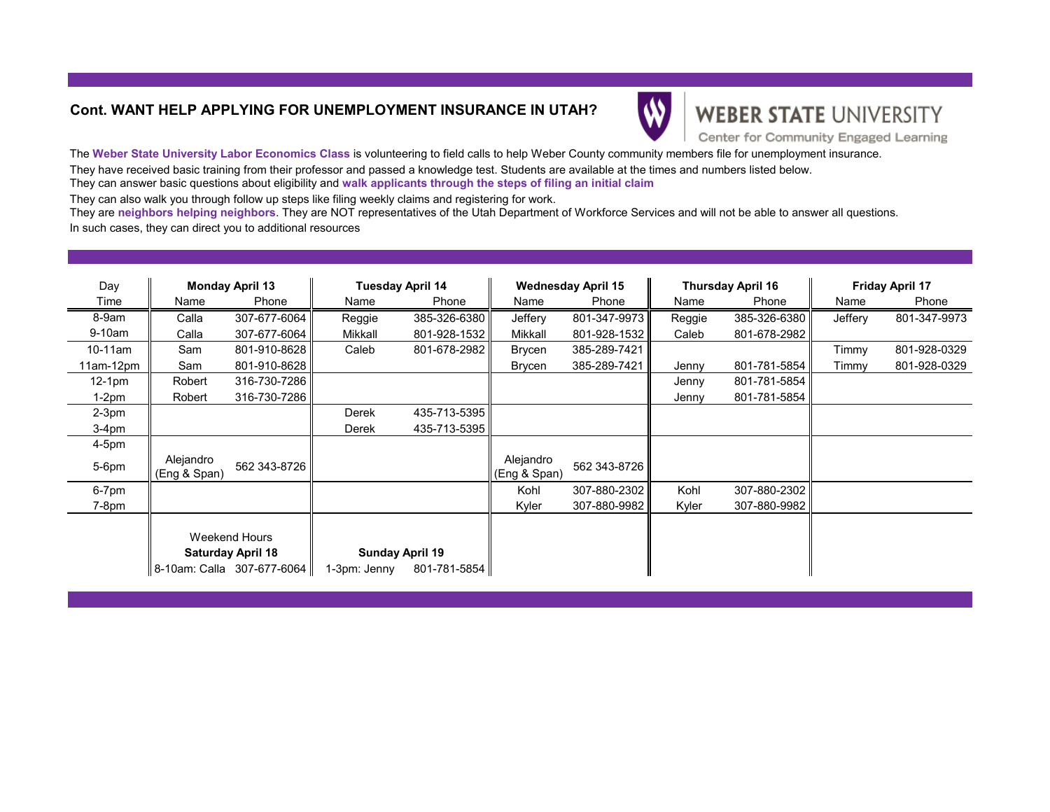## Cont. WANT HELP APPLYING FOR UNEMPLOYMENT INSURANCE IN UTAH?

WEBER STATE UNIVERSITY
Center for Community Engaged Learning

The **Weber State University Labor Economics Class** is volunteering to field calls to help Weber County community members file for unemployment insurance.

They have received basic training from their professor and passed a knowledge test. Students are available at the times and numbers listed below.

They can answer basic questions about eligibility and **walk applicants through the steps of filing an initial claim**

They can also walk you through follow up steps like filing weekly claims and registering for work.

They are **neighbors helping neighbors**. They are NOT representatives of the Utah Department of Workforce Services and will not be able to answer all questions.

In such cases, they can direct you to additional resources

| Day | Monday April 13 | | Tuesday April 14 | | Wednesday April 15 | | Thursday April 16 | | Friday April 17 | |
|---|---|---|---|---|---|---|---|---|---|---|
| Time | Name | Phone | Name | Phone | Name | Phone | Name | Phone | Name | Phone |
| 8-9am | Calla | 307-677-6064 | Reggie | 385-326-6380 | Jeffery | 801-347-9973 | Reggie | 385-326-6380 | Jeffery | 801-347-9973 |
| 9-10am | Calla | 307-677-6064 | Mikkall | 801-928-1532 | Mikkall | 801-928-1532 | Caleb | 801-678-2982 | | |
| 10-11am | Sam | 801-910-8628 | Caleb | 801-678-2982 | Brycen | 385-289-7421 | | | Timmy | 801-928-0329 |
| 11am-12pm | Sam | 801-910-8628 | | | Brycen | 385-289-7421 | Jenny | 801-781-5854 | Timmy | 801-928-0329 |
| 12-1pm | Robert | 316-730-7286 | | | | | Jenny | 801-781-5854 | | |
| 1-2pm | Robert | 316-730-7286 | | | | | Jenny | 801-781-5854 | | |
| 2-3pm | | | Derek | 435-713-5395 | | | | | | |
| 3-4pm | | | Derek | 435-713-5395 | | | | | | |
| 4-5pm | | | | | | | | | | |
| 5-6pm | Alejandro (Eng & Span) | 562 343-8726 | | | Alejandro (Eng & Span) | 562 343-8726 | | | | |
| 6-7pm | | | | | Kohl | 307-880-2302 | Kohl | 307-880-2302 | | |
| 7-8pm | | | | | Kyler | 307-880-9982 | Kyler | 307-880-9982 | | |

| Weekend Hours | | | |
|---|---|---|---|
| **Saturday April 18** | | **Sunday April 19** | |
| 8-10am: Calla | 307-677-6064 | 1-3pm: Jenny | 801-781-5854 |